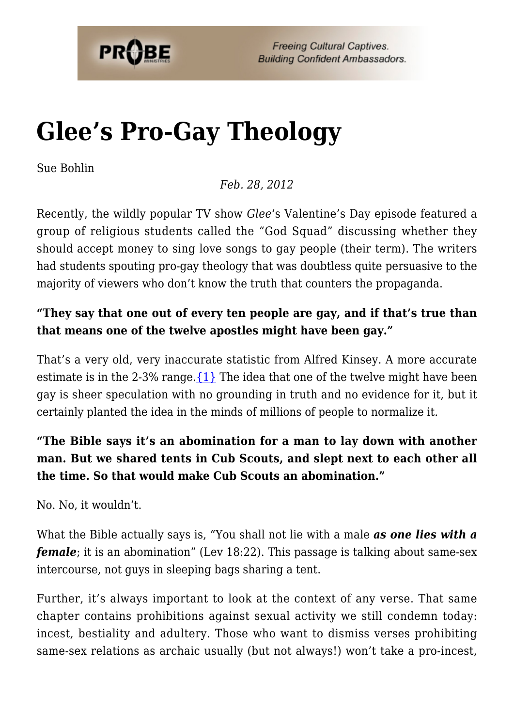# Glee's Pro-Gay Theology

Sue Bohlin

*Feb. 28, 2012*

Recently, the wildly popular TV show *Glee*'s Valentine's Day episode featured a group of religious students called the "God Squad" discussing whether they should accept money to sing love songs to gay people (their term). The writers had students spouting pro-gay theology that was doubtless quite persuasive to the majority of viewers who don't know the truth that counters the propaganda.

**"They say that one out of every ten people are gay, and if that's true than that means one of the twelve apostles might have been gay."**

That's a very old, very inaccurate statistic from Alfred Kinsey. A more accurate estimate is in the 2-3% range.{1} The idea that one of the twelve might have been gay is sheer speculation with no grounding in truth and no evidence for it, but it certainly planted the idea in the minds of millions of people to normalize it.

**"The Bible says it's an abomination for a man to lay down with another man. But we shared tents in Cub Scouts, and slept next to each other all the time. So that would make Cub Scouts an abomination."**

No. No, it wouldn't.

What the Bible actually says is, "You shall not lie with a male ***as one lies with a female***; it is an abomination" (Lev 18:22). This passage is talking about same-sex intercourse, not guys in sleeping bags sharing a tent.

Further, it's always important to look at the context of any verse. That same chapter contains prohibitions against sexual activity we still condemn today: incest, bestiality and adultery. Those who want to dismiss verses prohibiting same-sex relations as archaic usually (but not always!) won't take a pro-incest,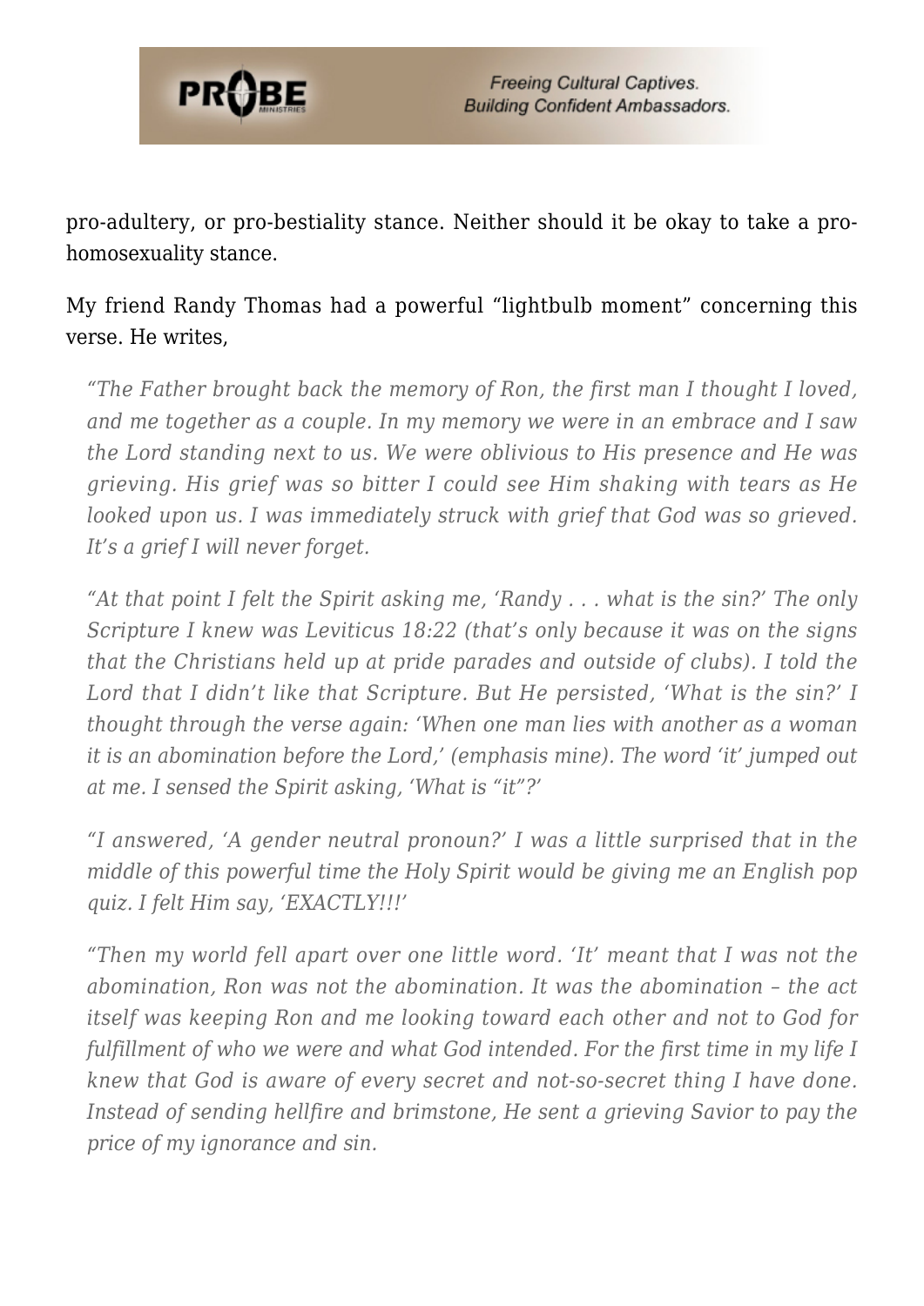pro-adultery, or pro-bestiality stance. Neither should it be okay to take a pro-homosexuality stance.

My friend Randy Thomas had a powerful "lightbulb moment" concerning this verse. He writes,

> *"The Father brought back the memory of Ron, the first man I thought I loved, and me together as a couple. In my memory we were in an embrace and I saw the Lord standing next to us. We were oblivious to His presence and He was grieving. His grief was so bitter I could see Him shaking with tears as He looked upon us. I was immediately struck with grief that God was so grieved. It's a grief I will never forget.*
>
> *"At that point I felt the Spirit asking me, 'Randy . . . what is the sin?' The only Scripture I knew was Leviticus 18:22 (that's only because it was on the signs that the Christians held up at pride parades and outside of clubs). I told the Lord that I didn't like that Scripture. But He persisted, 'What is the sin?' I thought through the verse again: 'When one man lies with another as a woman it is an abomination before the Lord,' (emphasis mine). The word 'it' jumped out at me. I sensed the Spirit asking, 'What is "it"?'*
>
> *"I answered, 'A gender neutral pronoun?' I was a little surprised that in the middle of this powerful time the Holy Spirit would be giving me an English pop quiz. I felt Him say, 'EXACTLY!!!'*
>
> *"Then my world fell apart over one little word. 'It' meant that I was not the abomination, Ron was not the abomination. It was the abomination – the act itself was keeping Ron and me looking toward each other and not to God for fulfillment of who we were and what God intended. For the first time in my life I knew that God is aware of every secret and not-so-secret thing I have done. Instead of sending hellfire and brimstone, He sent a grieving Savior to pay the price of my ignorance and sin.*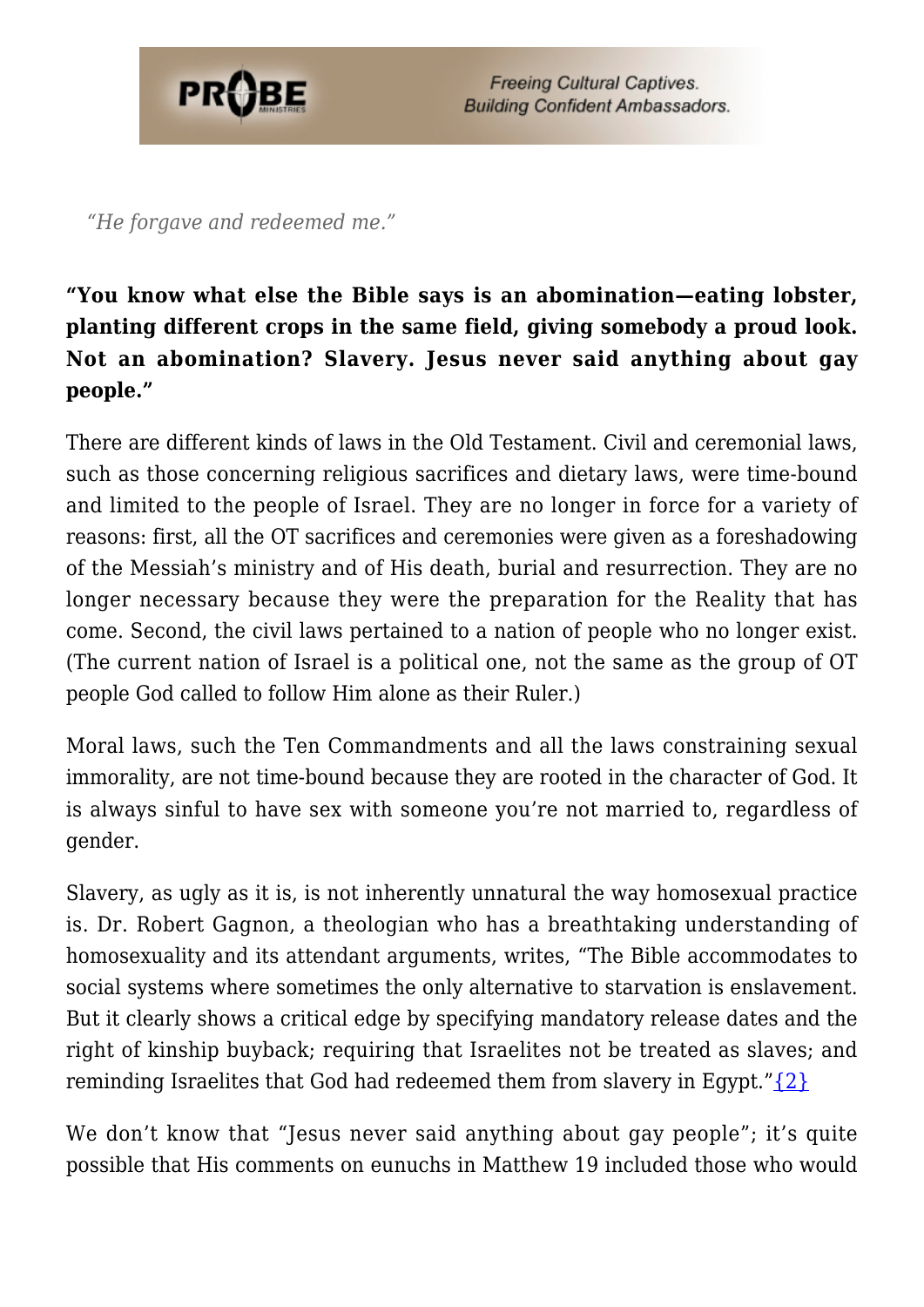*"He forgave and redeemed me."*

**"You know what else the Bible says is an abomination—eating lobster, planting different crops in the same field, giving somebody a proud look. Not an abomination? Slavery. Jesus never said anything about gay people."**

There are different kinds of laws in the Old Testament. Civil and ceremonial laws, such as those concerning religious sacrifices and dietary laws, were time-bound and limited to the people of Israel. They are no longer in force for a variety of reasons: first, all the OT sacrifices and ceremonies were given as a foreshadowing of the Messiah's ministry and of His death, burial and resurrection. They are no longer necessary because they were the preparation for the Reality that has come. Second, the civil laws pertained to a nation of people who no longer exist. (The current nation of Israel is a political one, not the same as the group of OT people God called to follow Him alone as their Ruler.)

Moral laws, such the Ten Commandments and all the laws constraining sexual immorality, are not time-bound because they are rooted in the character of God. It is always sinful to have sex with someone you're not married to, regardless of gender.

Slavery, as ugly as it is, is not inherently unnatural the way homosexual practice is. Dr. Robert Gagnon, a theologian who has a breathtaking understanding of homosexuality and its attendant arguments, writes, "The Bible accommodates to social systems where sometimes the only alternative to starvation is enslavement. But it clearly shows a critical edge by specifying mandatory release dates and the right of kinship buyback; requiring that Israelites not be treated as slaves; and reminding Israelites that God had redeemed them from slavery in Egypt."{2}

We don't know that "Jesus never said anything about gay people"; it's quite possible that His comments on eunuchs in Matthew 19 included those who would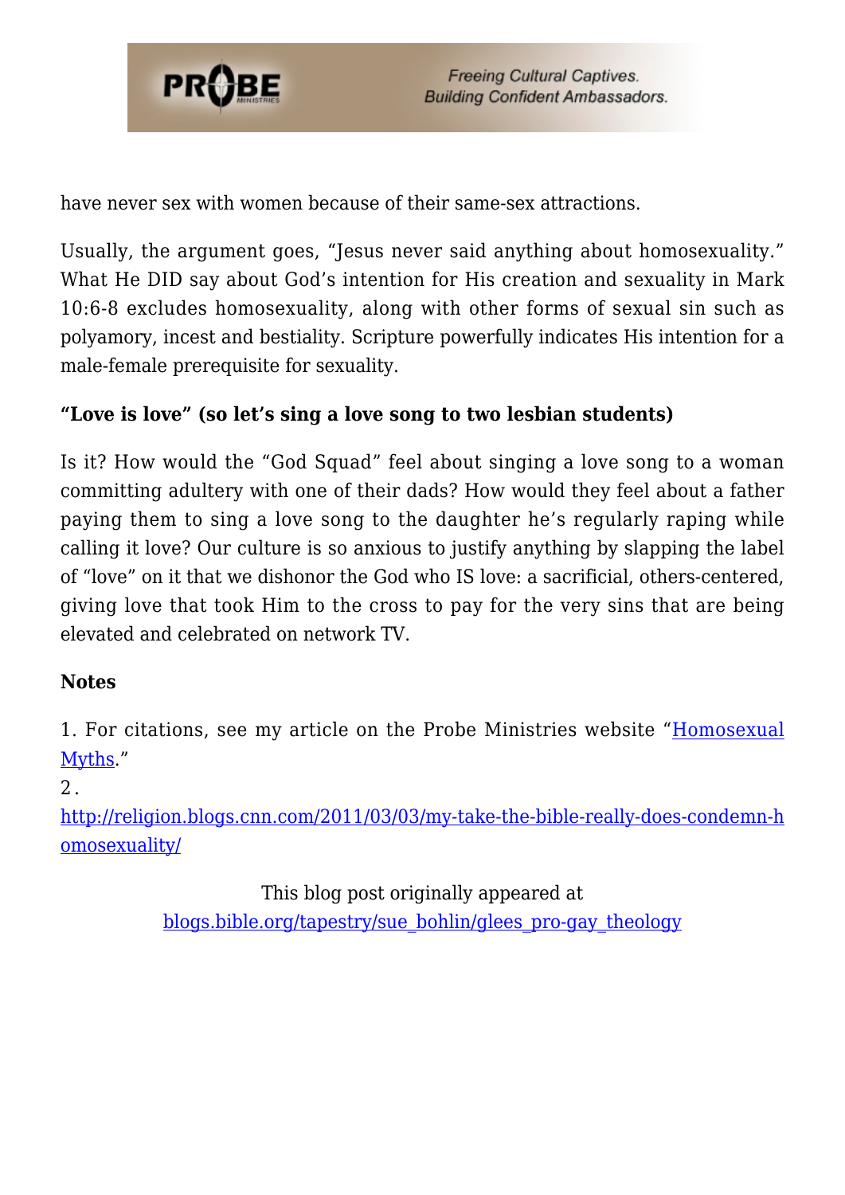have never sex with women because of their same-sex attractions.

Usually, the argument goes, "Jesus never said anything about homosexuality." What He DID say about God's intention for His creation and sexuality in Mark 10:6-8 excludes homosexuality, along with other forms of sexual sin such as polyamory, incest and bestiality. Scripture powerfully indicates His intention for a male-female prerequisite for sexuality.

**"Love is love" (so let's sing a love song to two lesbian students)**

Is it? How would the "God Squad" feel about singing a love song to a woman committing adultery with one of their dads? How would they feel about a father paying them to sing a love song to the daughter he's regularly raping while calling it love? Our culture is so anxious to justify anything by slapping the label of "love" on it that we dishonor the God who IS love: a sacrificial, others-centered, giving love that took Him to the cross to pay for the very sins that are being elevated and celebrated on network TV.

**Notes**

1. For citations, see my article on the Probe Ministries website "Homosexual Myths."
2. http://religion.blogs.cnn.com/2011/03/03/my-take-the-bible-really-does-condemn-homosexuality/

This blog post originally appeared at
blogs.bible.org/tapestry/sue_bohlin/glees_pro-gay_theology